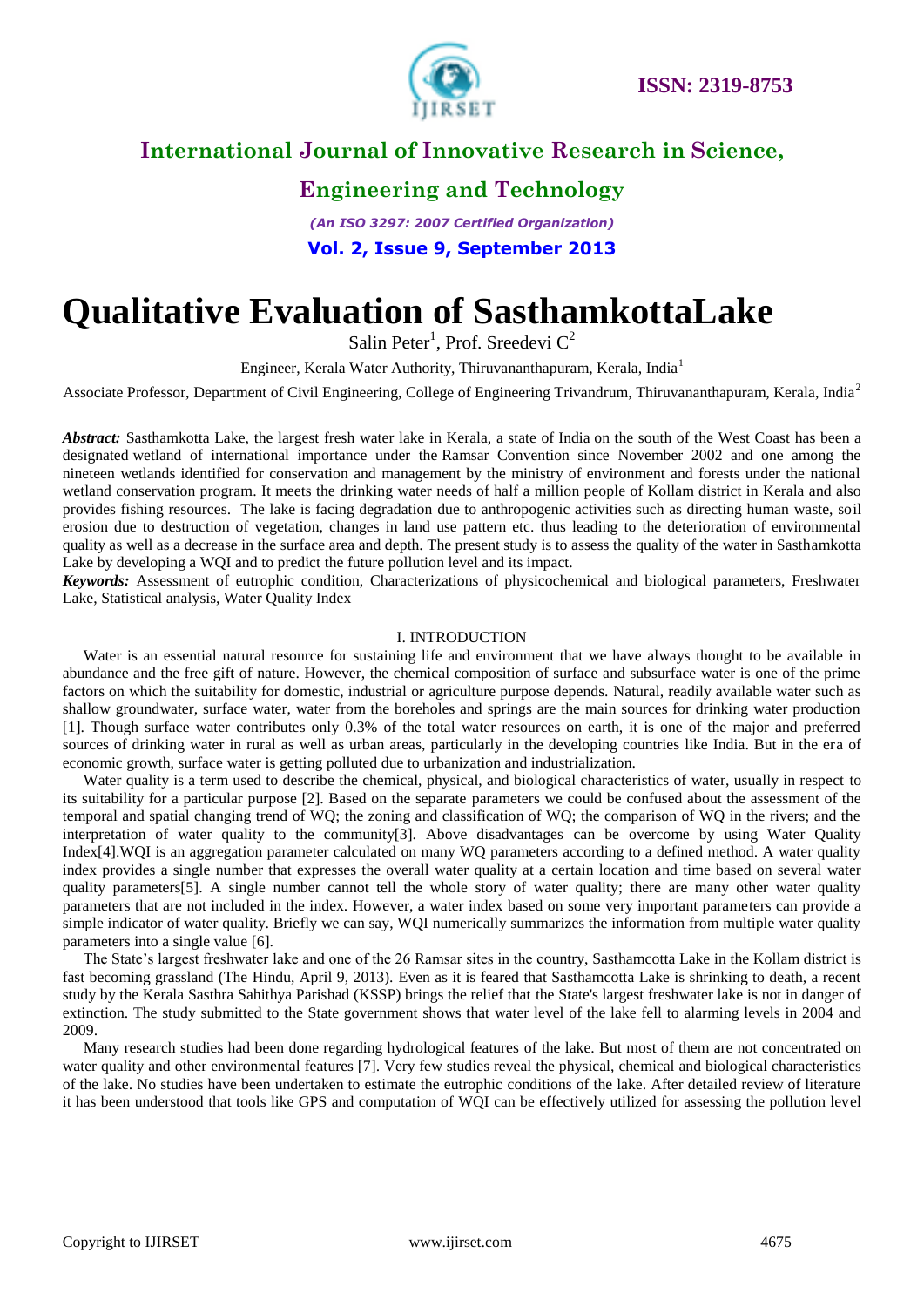# Qualitative Evaluation of SasthamkottaLake

Salin Peter[1], Prof. Sreedevi C[2]

Engineer, Kerala Water Authority, Thiruvananthapuram, Kerala, India[1]

Associate Professor, Department of Civil Engineering, College of Engineering Trivandrum, Thiruvananthapuram, Kerala, India[2]

***Abstract:*** Sasthamkotta Lake, the largest fresh water lake in Kerala, a state of India on the south of the West Coast has been a designated wetland of international importance under the Ramsar Convention since November 2002 and one among the nineteen wetlands identified for conservation and management by the ministry of environment and forests under the national wetland conservation program. It meets the drinking water needs of half a million people of Kollam district in Kerala and also provides fishing resources. The lake is facing degradation due to anthropogenic activities such as directing human waste, soil erosion due to destruction of vegetation, changes in land use pattern etc. thus leading to the deterioration of environmental quality as well as a decrease in the surface area and depth. The present study is to assess the quality of the water in Sasthamkotta Lake by developing a WQI and to predict the future pollution level and its impact.

***Keywords:*** Assessment of eutrophic condition, Characterizations of physicochemical and biological parameters, Freshwater Lake, Statistical analysis, Water Quality Index

## I. INTRODUCTION

Water is an essential natural resource for sustaining life and environment that we have always thought to be available in abundance and the free gift of nature. However, the chemical composition of surface and subsurface water is one of the prime factors on which the suitability for domestic, industrial or agriculture purpose depends. Natural, readily available water such as shallow groundwater, surface water, water from the boreholes and springs are the main sources for drinking water production [1]. Though surface water contributes only 0.3% of the total water resources on earth, it is one of the major and preferred sources of drinking water in rural as well as urban areas, particularly in the developing countries like India. But in the era of economic growth, surface water is getting polluted due to urbanization and industrialization.

Water quality is a term used to describe the chemical, physical, and biological characteristics of water, usually in respect to its suitability for a particular purpose [2]. Based on the separate parameters we could be confused about the assessment of the temporal and spatial changing trend of WQ; the zoning and classification of WQ; the comparison of WQ in the rivers; and the interpretation of water quality to the community[3]. Above disadvantages can be overcome by using Water Quality Index[4].WQI is an aggregation parameter calculated on many WQ parameters according to a defined method. A water quality index provides a single number that expresses the overall water quality at a certain location and time based on several water quality parameters[5]. A single number cannot tell the whole story of water quality; there are many other water quality parameters that are not included in the index. However, a water index based on some very important parameters can provide a simple indicator of water quality. Briefly we can say, WQI numerically summarizes the information from multiple water quality parameters into a single value [6].

The State's largest freshwater lake and one of the 26 Ramsar sites in the country, Sasthamcotta Lake in the Kollam district is fast becoming grassland (The Hindu, April 9, 2013). Even as it is feared that Sasthamcotta Lake is shrinking to death, a recent study by the Kerala Sasthra Sahithya Parishad (KSSP) brings the relief that the State's largest freshwater lake is not in danger of extinction. The study submitted to the State government shows that water level of the lake fell to alarming levels in 2004 and 2009.

Many research studies had been done regarding hydrological features of the lake. But most of them are not concentrated on water quality and other environmental features [7]. Very few studies reveal the physical, chemical and biological characteristics of the lake. No studies have been undertaken to estimate the eutrophic conditions of the lake. After detailed review of literature it has been understood that tools like GPS and computation of WQI can be effectively utilized for assessing the pollution level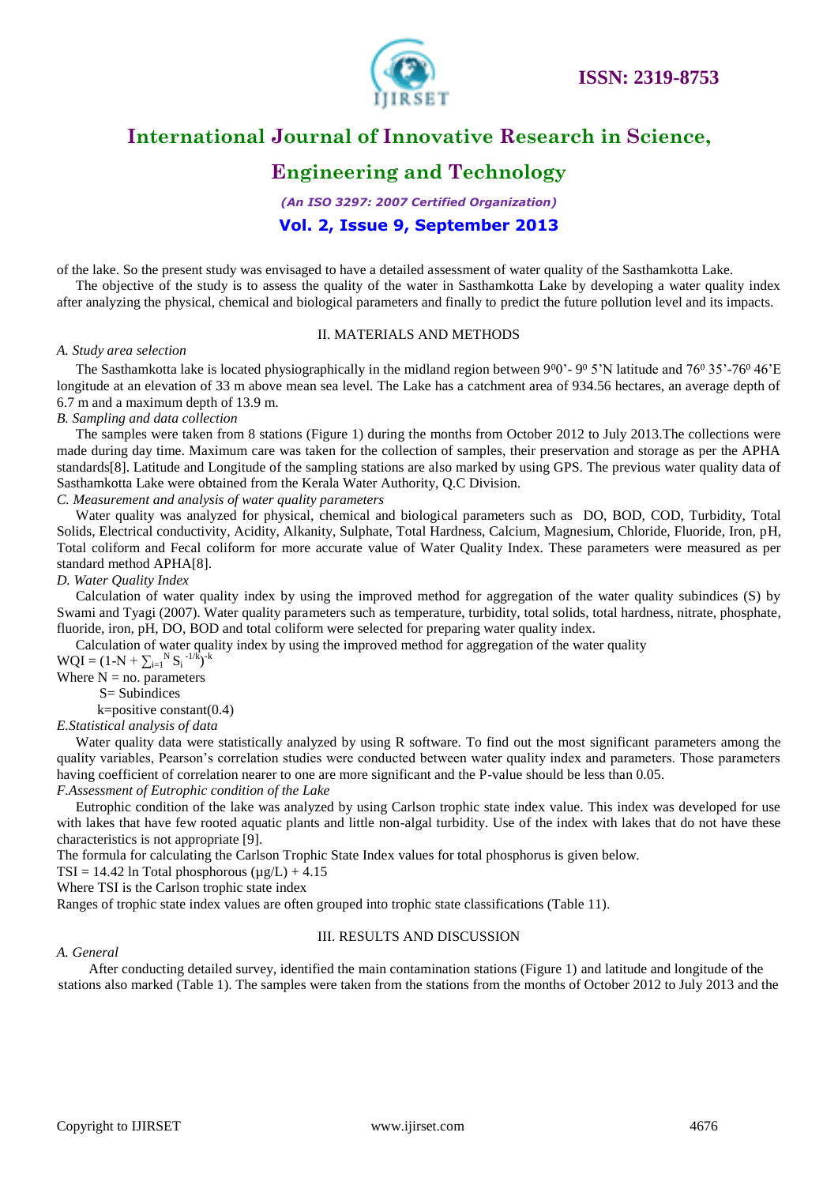of the lake. So the present study was envisaged to have a detailed assessment of water quality of the Sasthamkotta Lake.

The objective of the study is to assess the quality of the water in Sasthamkotta Lake by developing a water quality index after analyzing the physical, chemical and biological parameters and finally to predict the future pollution level and its impacts.

## II. MATERIALS AND METHODS

*A. Study area selection*

The Sasthamkotta lake is located physiographically in the midland region between $9^0 0'$- $9^0$ 5'N latitude and $76^0$ 35'-$76^0$ 46'E longitude at an elevation of 33 m above mean sea level. The Lake has a catchment area of 934.56 hectares, an average depth of 6.7 m and a maximum depth of 13.9 m.

*B. Sampling and data collection*

The samples were taken from 8 stations (Figure 1) during the months from October 2012 to July 2013.The collections were made during day time. Maximum care was taken for the collection of samples, their preservation and storage as per the APHA standards[8]. Latitude and Longitude of the sampling stations are also marked by using GPS. The previous water quality data of Sasthamkotta Lake were obtained from the Kerala Water Authority, Q.C Division.

*C. Measurement and analysis of water quality parameters*

Water quality was analyzed for physical, chemical and biological parameters such as DO, BOD, COD, Turbidity, Total Solids, Electrical conductivity, Acidity, Alkanity, Sulphate, Total Hardness, Calcium, Magnesium, Chloride, Fluoride, Iron, pH, Total coliform and Fecal coliform for more accurate value of Water Quality Index. These parameters were measured as per standard method APHA[8].

*D. Water Quality Index*

Calculation of water quality index by using the improved method for aggregation of the water quality subindices (S) by Swami and Tyagi (2007). Water quality parameters such as temperature, turbidity, total solids, total hardness, nitrate, phosphate, fluoride, iron, pH, DO, BOD and total coliform were selected for preparing water quality index.

Calculation of water quality index by using the improved method for aggregation of the water quality

$WQI = (1-N + \sum_{i=1}^{N} S_i^{-1/k})^{-k}$

Where N = no. parameters

S= Subindices

k=positive constant(0.4)

*E.Statistical analysis of data*

Water quality data were statistically analyzed by using R software. To find out the most significant parameters among the quality variables, Pearson's correlation studies were conducted between water quality index and parameters. Those parameters having coefficient of correlation nearer to one are more significant and the P-value should be less than 0.05.

*F.Assessment of Eutrophic condition of the Lake*

Eutrophic condition of the lake was analyzed by using Carlson trophic state index value. This index was developed for use with lakes that have few rooted aquatic plants and little non-algal turbidity. Use of the index with lakes that do not have these characteristics is not appropriate [9].

The formula for calculating the Carlson Trophic State Index values for total phosphorus is given below.

$TSI = 14.42 \ln \text{Total phosphorous} (\mu g/L) + 4.15$

Where TSI is the Carlson trophic state index

Ranges of trophic state index values are often grouped into trophic state classifications (Table 11).

## III. RESULTS AND DISCUSSION

*A. General*

After conducting detailed survey, identified the main contamination stations (Figure 1) and latitude and longitude of the stations also marked (Table 1). The samples were taken from the stations from the months of October 2012 to July 2013 and the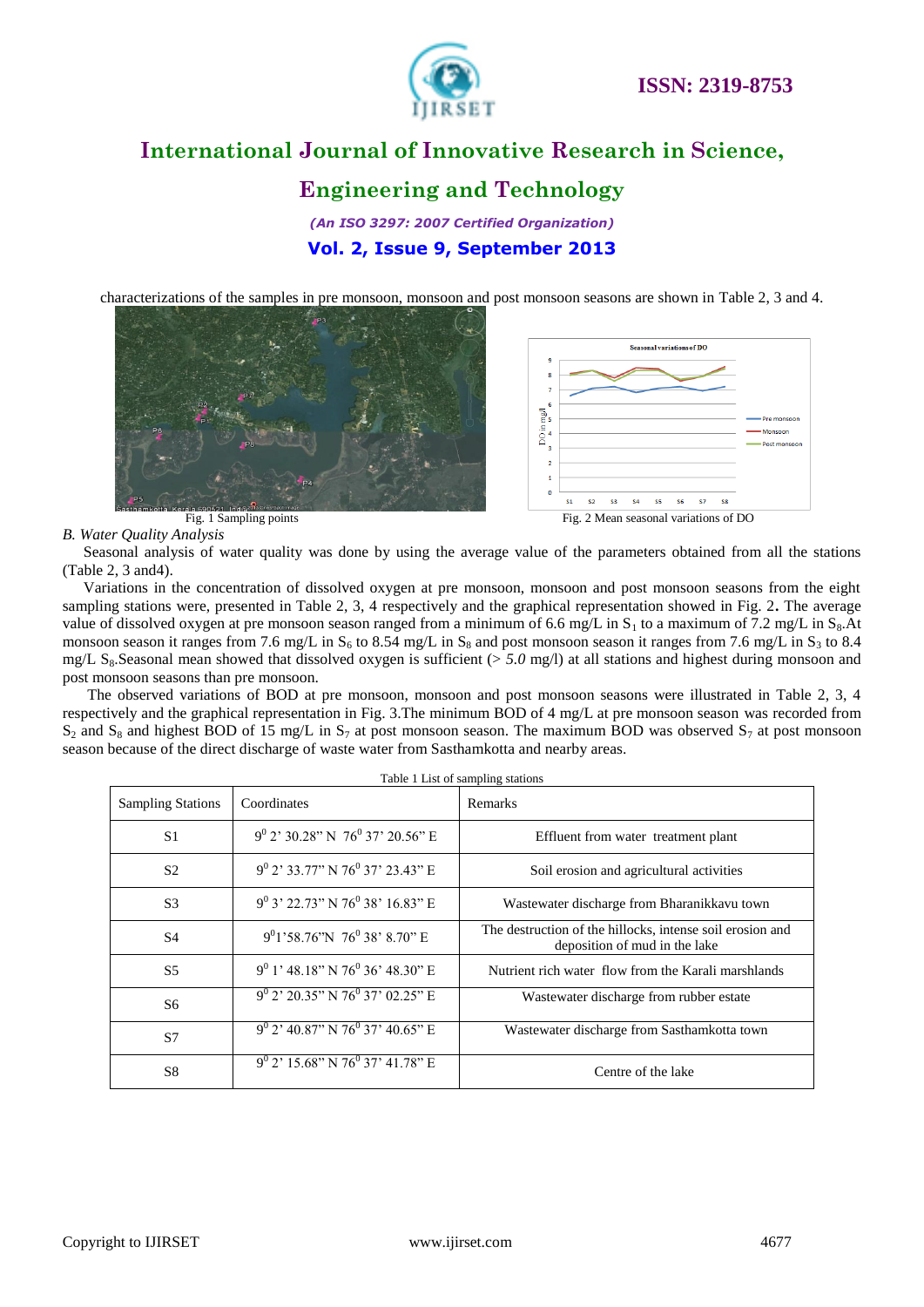characterizations of the samples in pre monsoon, monsoon and post monsoon seasons are shown in Table 2, 3 and 4.

Fig. 1 Sampling points

Fig. 2 Mean seasonal variations of DO

*B. Water Quality Analysis*

Seasonal analysis of water quality was done by using the average value of the parameters obtained from all the stations (Table 2, 3 and4).

Variations in the concentration of dissolved oxygen at pre monsoon, monsoon and post monsoon seasons from the eight sampling stations were, presented in Table 2, 3, 4 respectively and the graphical representation showed in Fig. 2**.** The average value of dissolved oxygen at pre monsoon season ranged from a minimum of 6.6 mg/L in $S_1$ to a maximum of 7.2 mg/L in $S_8$.At monsoon season it ranges from 7.6 mg/L in $S_6$ to 8.54 mg/L in $S_8$ and post monsoon season it ranges from 7.6 mg/L in $S_3$ to 8.4 mg/L $S_8$.Seasonal mean showed that dissolved oxygen is sufficient (> *5.0* mg/l) at all stations and highest during monsoon and post monsoon seasons than pre monsoon.

The observed variations of BOD at pre monsoon, monsoon and post monsoon seasons were illustrated in Table 2, 3, 4 respectively and the graphical representation in Fig. 3.The minimum BOD of 4 mg/L at pre monsoon season was recorded from $S_2$ and $S_8$ and highest BOD of 15 mg/L in $S_7$ at post monsoon season. The maximum BOD was observed $S_7$ at post monsoon season because of the direct discharge of waste water from Sasthamkotta and nearby areas.

Table 1 List of sampling stations

| Sampling Stations | Coordinates | Remarks |
|---|---|---|
| S1 | 9° 2' 30.28" N 76° 37' 20.56" E | Effluent from water treatment plant |
| S2 | 9° 2' 33.77" N 76° 37' 23.43" E | Soil erosion and agricultural activities |
| S3 | 9° 3' 22.73" N 76° 38' 16.83" E | Wastewater discharge from Bharanikkavu town |
| S4 | 9°1'58.76"N 76° 38' 8.70" E | The destruction of the hillocks, intense soil erosion and deposition of mud in the lake |
| S5 | 9° 1' 48.18" N 76° 36' 48.30" E | Nutrient rich water flow from the Karali marshlands |
| S6 | 9° 2' 20.35" N 76° 37' 02.25" E | Wastewater discharge from rubber estate |
| S7 | 9° 2' 40.87" N 76° 37' 40.65" E | Wastewater discharge from Sasthamkotta town |
| S8 | 9° 2' 15.68" N 76° 37' 41.78" E | Centre of the lake |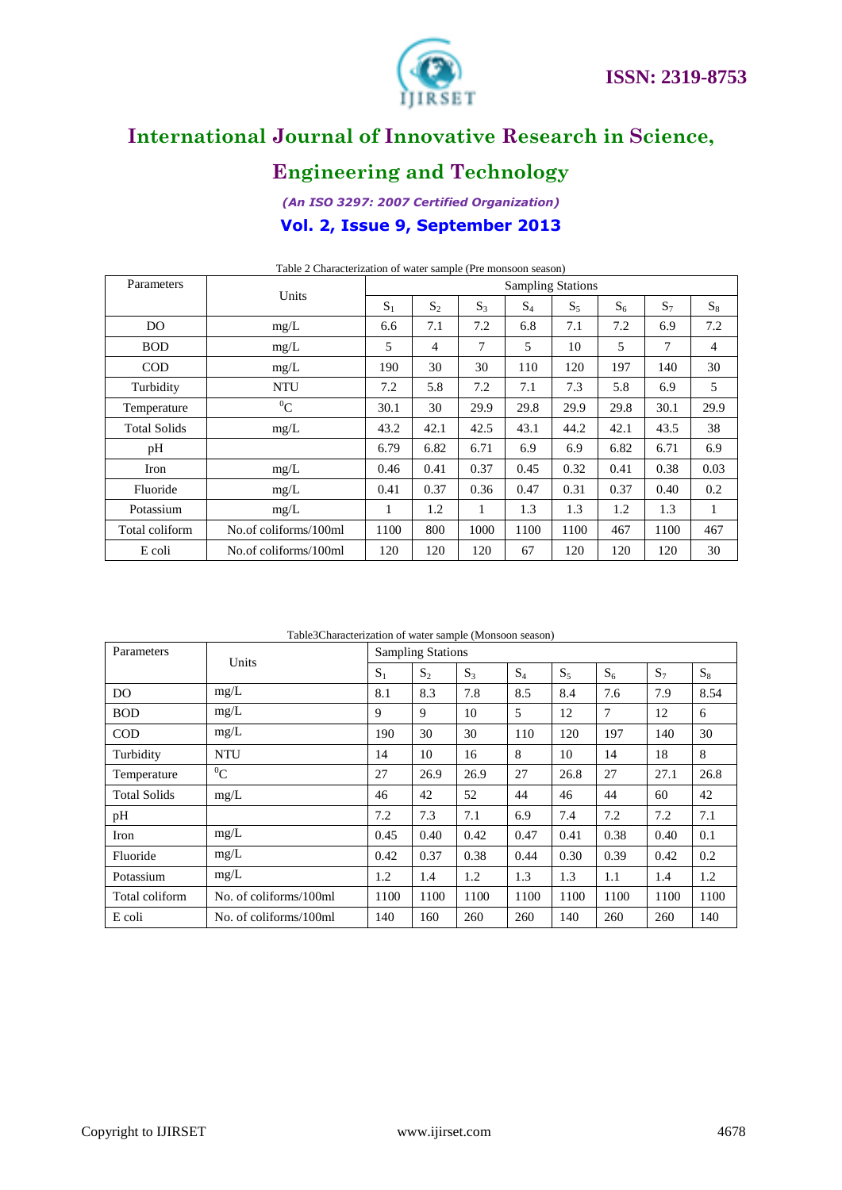Table 2 Characterization of water sample (Pre monsoon season)

| Parameters | Units | Sampling Stations | | | | | | | |
|---|---|---|---|---|---|---|---|---|---|
| | | $S_1$ | $S_2$ | $S_3$ | $S_4$ | $S_5$ | $S_6$ | $S_7$ | $S_8$ |
| DO | mg/L | 6.6 | 7.1 | 7.2 | 6.8 | 7.1 | 7.2 | 6.9 | 7.2 |
| BOD | mg/L | 5 | 4 | 7 | 5 | 10 | 5 | 7 | 4 |
| COD | mg/L | 190 | 30 | 30 | 110 | 120 | 197 | 140 | 30 |
| Turbidity | NTU | 7.2 | 5.8 | 7.2 | 7.1 | 7.3 | 5.8 | 6.9 | 5 |
| Temperature | $^0$C | 30.1 | 30 | 29.9 | 29.8 | 29.9 | 29.8 | 30.1 | 29.9 |
| Total Solids | mg/L | 43.2 | 42.1 | 42.5 | 43.1 | 44.2 | 42.1 | 43.5 | 38 |
| pH | | 6.79 | 6.82 | 6.71 | 6.9 | 6.9 | 6.82 | 6.71 | 6.9 |
| Iron | mg/L | 0.46 | 0.41 | 0.37 | 0.45 | 0.32 | 0.41 | 0.38 | 0.03 |
| Fluoride | mg/L | 0.41 | 0.37 | 0.36 | 0.47 | 0.31 | 0.37 | 0.40 | 0.2 |
| Potassium | mg/L | 1 | 1.2 | 1 | 1.3 | 1.3 | 1.2 | 1.3 | 1 |
| Total coliform | No.of coliforms/100ml | 1100 | 800 | 1000 | 1100 | 1100 | 467 | 1100 | 467 |
| E coli | No.of coliforms/100ml | 120 | 120 | 120 | 67 | 120 | 120 | 120 | 30 |

Table3Characterization of water sample (Monsoon season)

| Parameters | Units | Sampling Stations | | | | | | | |
|---|---|---|---|---|---|---|---|---|---|
| | | $S_1$ | $S_2$ | $S_3$ | $S_4$ | $S_5$ | $S_6$ | $S_7$ | $S_8$ |
| DO | mg/L | 8.1 | 8.3 | 7.8 | 8.5 | 8.4 | 7.6 | 7.9 | 8.54 |
| BOD | mg/L | 9 | 9 | 10 | 5 | 12 | 7 | 12 | 6 |
| COD | mg/L | 190 | 30 | 30 | 110 | 120 | 197 | 140 | 30 |
| Turbidity | NTU | 14 | 10 | 16 | 8 | 10 | 14 | 18 | 8 |
| Temperature | $^0$C | 27 | 26.9 | 26.9 | 27 | 26.8 | 27 | 27.1 | 26.8 |
| Total Solids | mg/L | 46 | 42 | 52 | 44 | 46 | 44 | 60 | 42 |
| pH | | 7.2 | 7.3 | 7.1 | 6.9 | 7.4 | 7.2 | 7.2 | 7.1 |
| Iron | mg/L | 0.45 | 0.40 | 0.42 | 0.47 | 0.41 | 0.38 | 0.40 | 0.1 |
| Fluoride | mg/L | 0.42 | 0.37 | 0.38 | 0.44 | 0.30 | 0.39 | 0.42 | 0.2 |
| Potassium | mg/L | 1.2 | 1.4 | 1.2 | 1.3 | 1.3 | 1.1 | 1.4 | 1.2 |
| Total coliform | No. of coliforms/100ml | 1100 | 1100 | 1100 | 1100 | 1100 | 1100 | 1100 | 1100 |
| E coli | No. of coliforms/100ml | 140 | 160 | 260 | 260 | 140 | 260 | 260 | 140 |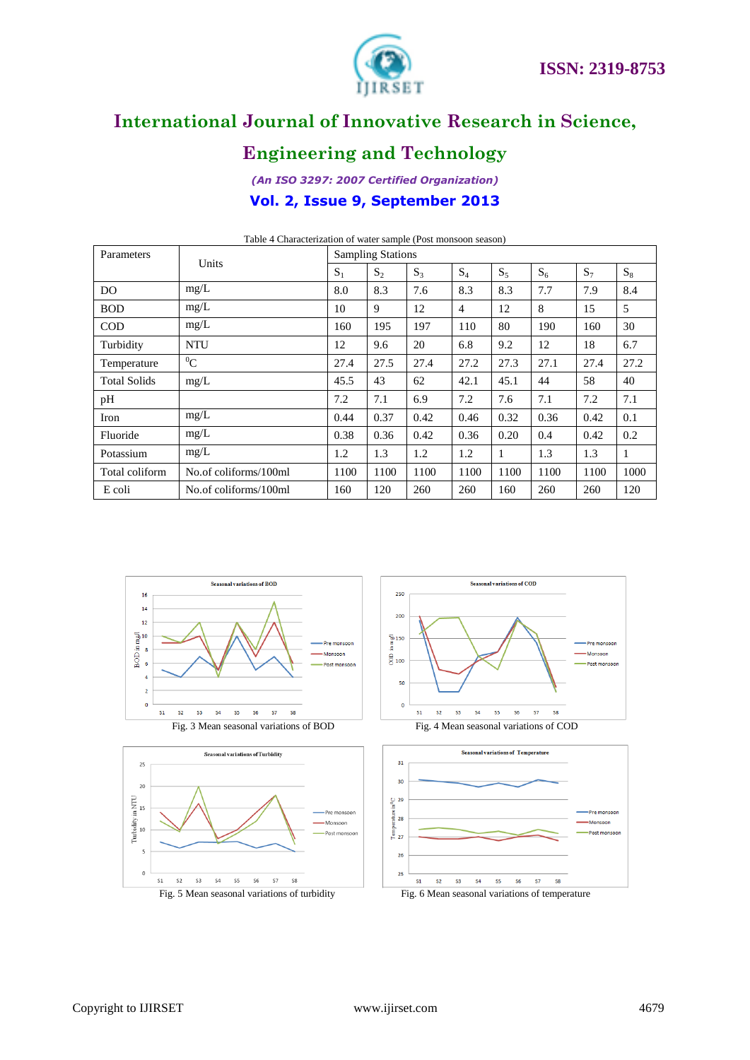Table 4 Characterization of water sample (Post monsoon season)

| Parameters | Units | Sampling Stations | | | | | | | |
|---|---|---|---|---|---|---|---|---|---|
| | | $S_1$ | $S_2$ | $S_3$ | $S_4$ | $S_5$ | $S_6$ | $S_7$ | $S_8$ |
| DO | mg/L | 8.0 | 8.3 | 7.6 | 8.3 | 8.3 | 7.7 | 7.9 | 8.4 |
| BOD | mg/L | 10 | 9 | 12 | 4 | 12 | 8 | 15 | 5 |
| COD | mg/L | 160 | 195 | 197 | 110 | 80 | 190 | 160 | 30 |
| Turbidity | NTU | 12 | 9.6 | 20 | 6.8 | 9.2 | 12 | 18 | 6.7 |
| Temperature | $^0$C | 27.4 | 27.5 | 27.4 | 27.2 | 27.3 | 27.1 | 27.4 | 27.2 |
| Total Solids | mg/L | 45.5 | 43 | 62 | 42.1 | 45.1 | 44 | 58 | 40 |
| pH | | 7.2 | 7.1 | 6.9 | 7.2 | 7.6 | 7.1 | 7.2 | 7.1 |
| Iron | mg/L | 0.44 | 0.37 | 0.42 | 0.46 | 0.32 | 0.36 | 0.42 | 0.1 |
| Fluoride | mg/L | 0.38 | 0.36 | 0.42 | 0.36 | 0.20 | 0.4 | 0.42 | 0.2 |
| Potassium | mg/L | 1.2 | 1.3 | 1.2 | 1.2 | 1 | 1.3 | 1.3 | 1 |
| Total coliform | No.of coliforms/100ml | 1100 | 1100 | 1100 | 1100 | 1100 | 1100 | 1100 | 1000 |
| E coli | No.of coliforms/100ml | 160 | 120 | 260 | 260 | 160 | 260 | 260 | 120 |

Fig. 3 Mean seasonal variations of BOD

Fig. 4 Mean seasonal variations of COD

Fig. 5 Mean seasonal variations of turbidity

Fig. 6 Mean seasonal variations of temperature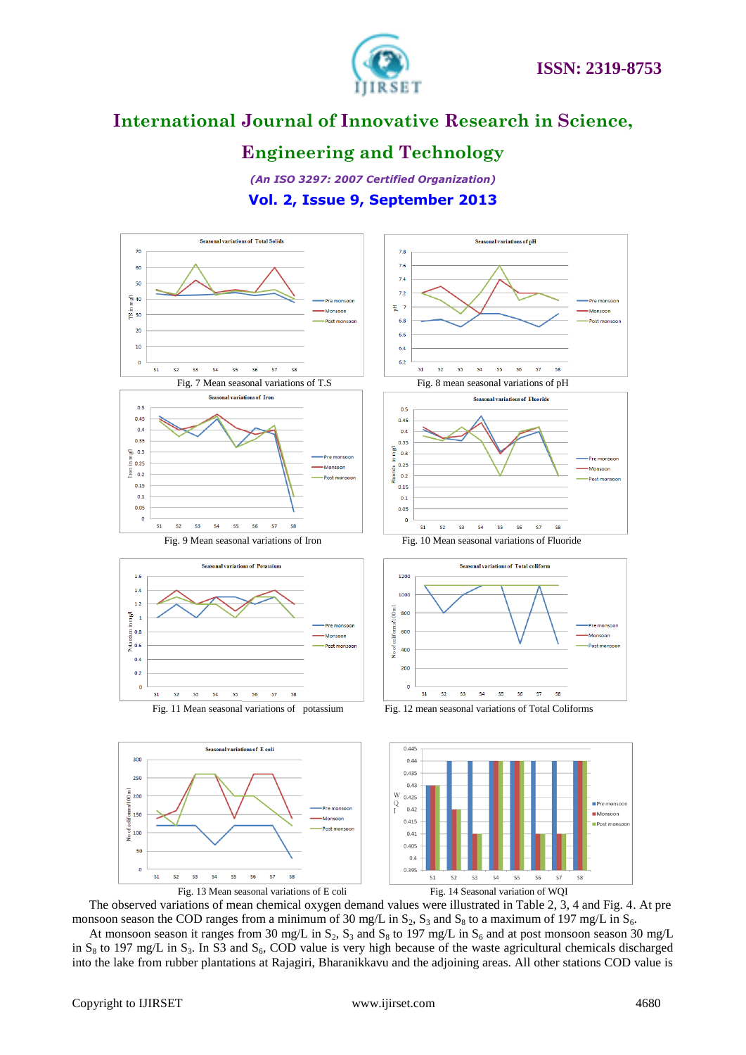Fig. 7 Mean seasonal variations of T.S

Fig. 8 mean seasonal variations of pH

Fig. 9 Mean seasonal variations of Iron

Fig. 10 Mean seasonal variations of Fluoride

Fig. 11 Mean seasonal variations of potassium

Fig. 12 mean seasonal variations of Total Coliforms

Fig. 13 Mean seasonal variations of E coli

Fig. 14 Seasonal variation of WQI

The observed variations of mean chemical oxygen demand values were illustrated in Table 2, 3, 4 and Fig. 4. At pre monsoon season the COD ranges from a minimum of 30 mg/L in $S_2$, $S_3$ and $S_8$ to a maximum of 197 mg/L in $S_6$.

At monsoon season it ranges from 30 mg/L in $S_2$, $S_3$ and $S_8$ to 197 mg/L in $S_6$ and at post monsoon season 30 mg/L in $S_8$ to 197 mg/L in $S_3$. In S3 and $S_6$, COD value is very high because of the waste agricultural chemicals discharged into the lake from rubber plantations at Rajagiri, Bharanikkavu and the adjoining areas. All other stations COD value is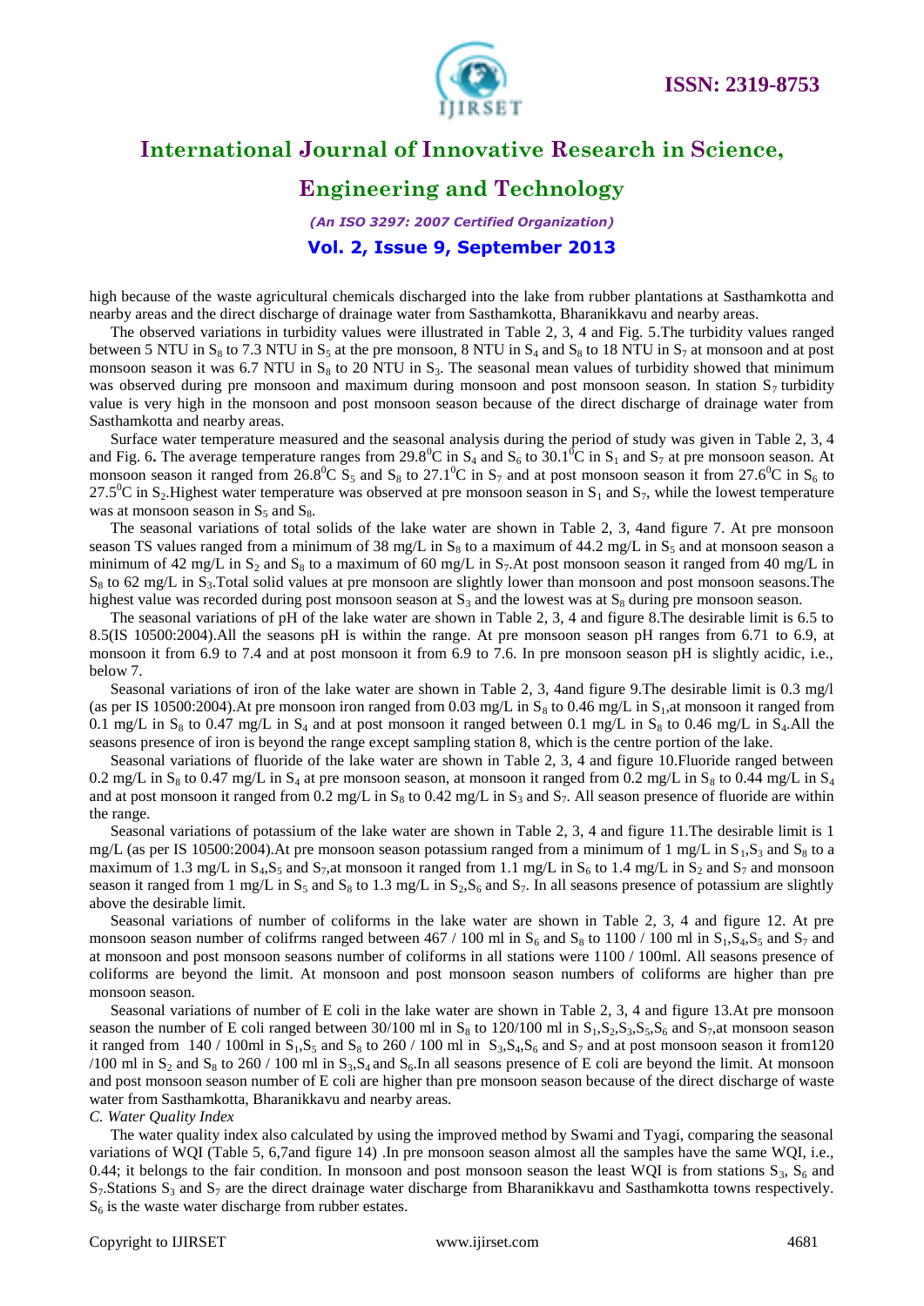high because of the waste agricultural chemicals discharged into the lake from rubber plantations at Sasthamkotta and nearby areas and the direct discharge of drainage water from Sasthamkotta, Bharanikkavu and nearby areas.

The observed variations in turbidity values were illustrated in Table 2, 3, 4 and Fig. 5.The turbidity values ranged between 5 NTU in $S_8$ to 7.3 NTU in $S_5$ at the pre monsoon, 8 NTU in $S_4$ and $S_8$ to 18 NTU in $S_7$ at monsoon and at post monsoon season it was 6.7 NTU in $S_8$ to 20 NTU in $S_3$. The seasonal mean values of turbidity showed that minimum was observed during pre monsoon and maximum during monsoon and post monsoon season. In station $S_7$ turbidity value is very high in the monsoon and post monsoon season because of the direct discharge of drainage water from Sasthamkotta and nearby areas.

Surface water temperature measured and the seasonal analysis during the period of study was given in Table 2, 3, 4 and Fig. 6**.** The average temperature ranges from 29.8$^0$C in $S_4$ and $S_6$ to 30.1$^0$C in $S_1$ and $S_7$ at pre monsoon season. At monsoon season it ranged from 26.8$^0$C $S_5$ and $S_8$ to 27.1$^0$C in $S_7$ and at post monsoon season it from 27.6$^0$C in $S_6$ to 27.5$^0$C in $S_2$.Highest water temperature was observed at pre monsoon season in $S_1$ and $S_7$, while the lowest temperature was at monsoon season in $S_5$ and $S_8$.

The seasonal variations of total solids of the lake water are shown in Table 2, 3, 4and figure 7. At pre monsoon season TS values ranged from a minimum of 38 mg/L in $S_8$ to a maximum of 44.2 mg/L in $S_5$ and at monsoon season a minimum of 42 mg/L in $S_2$ and $S_8$ to a maximum of 60 mg/L in $S_7$.At post monsoon season it ranged from 40 mg/L in $S_8$ to 62 mg/L in $S_3$.Total solid values at pre monsoon are slightly lower than monsoon and post monsoon seasons.The highest value was recorded during post monsoon season at $S_3$ and the lowest was at $S_8$ during pre monsoon season.

The seasonal variations of pH of the lake water are shown in Table 2, 3, 4 and figure 8.The desirable limit is 6.5 to 8.5(IS 10500:2004).All the seasons pH is within the range. At pre monsoon season pH ranges from 6.71 to 6.9, at monsoon it from 6.9 to 7.4 and at post monsoon it from 6.9 to 7.6. In pre monsoon season pH is slightly acidic, i.e., below 7.

Seasonal variations of iron of the lake water are shown in Table 2, 3, 4and figure 9.The desirable limit is 0.3 mg/l (as per IS 10500:2004).At pre monsoon iron ranged from 0.03 mg/L in $S_8$ to 0.46 mg/L in $S_1$,at monsoon it ranged from 0.1 mg/L in $S_8$ to 0.47 mg/L in $S_4$ and at post monsoon it ranged between 0.1 mg/L in $S_8$ to 0.46 mg/L in $S_4$.All the seasons presence of iron is beyond the range except sampling station 8, which is the centre portion of the lake.

Seasonal variations of fluoride of the lake water are shown in Table 2, 3, 4 and figure 10.Fluoride ranged between 0.2 mg/L in $S_8$ to 0.47 mg/L in $S_4$ at pre monsoon season, at monsoon it ranged from 0.2 mg/L in $S_8$ to 0.44 mg/L in $S_4$ and at post monsoon it ranged from 0.2 mg/L in $S_8$ to 0.42 mg/L in $S_3$ and $S_7$. All season presence of fluoride are within the range.

Seasonal variations of potassium of the lake water are shown in Table 2, 3, 4 and figure 11.The desirable limit is 1 mg/L (as per IS 10500:2004).At pre monsoon season potassium ranged from a minimum of 1 mg/L in $S_1$,$S_3$ and $S_8$ to a maximum of 1.3 mg/L in $S_4$,$S_5$ and $S_7$,at monsoon it ranged from 1.1 mg/L in $S_6$ to 1.4 mg/L in $S_2$ and $S_7$ and monsoon season it ranged from 1 mg/L in $S_5$ and $S_8$ to 1.3 mg/L in $S_2$,$S_6$ and $S_7$. In all seasons presence of potassium are slightly above the desirable limit.

Seasonal variations of number of coliforms in the lake water are shown in Table 2, 3, 4 and figure 12. At pre monsoon season number of colifrms ranged between 467 / 100 ml in $S_6$ and $S_8$ to 1100 / 100 ml in $S_1$,$S_4$,$S_5$ and $S_7$ and at monsoon and post monsoon seasons number of coliforms in all stations were 1100 / 100ml. All seasons presence of coliforms are beyond the limit. At monsoon and post monsoon season numbers of coliforms are higher than pre monsoon season.

Seasonal variations of number of E coli in the lake water are shown in Table 2, 3, 4 and figure 13.At pre monsoon season the number of E coli ranged between 30/100 ml in $S_8$ to 120/100 ml in $S_1$,$S_2$,$S_3$,$S_5$,$S_6$ and $S_7$,at monsoon season it ranged from 140 / 100ml in $S_1$,$S_5$ and $S_8$ to 260 / 100 ml in $S_3$,$S_4$,$S_6$ and $S_7$ and at post monsoon season it from120 /100 ml in $S_2$ and $S_8$ to 260 / 100 ml in $S_3$,$S_4$ and $S_6$.In all seasons presence of E coli are beyond the limit. At monsoon and post monsoon season number of E coli are higher than pre monsoon season because of the direct discharge of waste water from Sasthamkotta, Bharanikkavu and nearby areas.

*C. Water Quality Index*

The water quality index also calculated by using the improved method by Swami and Tyagi, comparing the seasonal variations of WQI (Table 5, 6,7and figure 14) .In pre monsoon season almost all the samples have the same WQI, i.e., 0.44; it belongs to the fair condition. In monsoon and post monsoon season the least WQI is from stations $S_3$, $S_6$ and $S_7$.Stations $S_3$ and $S_7$ are the direct drainage water discharge from Bharanikkavu and Sasthamkotta towns respectively. $S_6$ is the waste water discharge from rubber estates.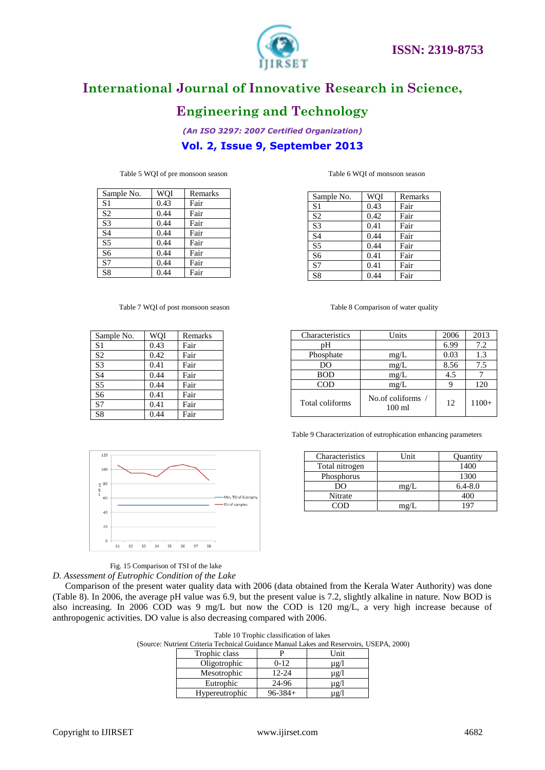Table 5 WQI of pre monsoon season

| Sample No. | WQI | Remarks |
|---|---|---|
| S1 | 0.43 | Fair |
| S2 | 0.44 | Fair |
| S3 | 0.44 | Fair |
| S4 | 0.44 | Fair |
| S5 | 0.44 | Fair |
| S6 | 0.44 | Fair |
| S7 | 0.44 | Fair |
| S8 | 0.44 | Fair |

Table 6 WQI of monsoon season

| Sample No. | WQI | Remarks |
|---|---|---|
| S1 | 0.43 | Fair |
| S2 | 0.42 | Fair |
| S3 | 0.41 | Fair |
| S4 | 0.44 | Fair |
| S5 | 0.44 | Fair |
| S6 | 0.41 | Fair |
| S7 | 0.41 | Fair |
| S8 | 0.44 | Fair |

Table 7 WQI of post monsoon season

| Sample No. | WQI | Remarks |
|---|---|---|
| S1 | 0.43 | Fair |
| S2 | 0.42 | Fair |
| S3 | 0.41 | Fair |
| S4 | 0.44 | Fair |
| S5 | 0.44 | Fair |
| S6 | 0.41 | Fair |
| S7 | 0.41 | Fair |
| S8 | 0.44 | Fair |

Table 8 Comparison of water quality

| Characteristics | Units | 2006 | 2013 |
|---|---|---|---|
| pH | | 6.99 | 7.2 |
| Phosphate | mg/L | 0.03 | 1.3 |
| DO | mg/L | 8.56 | 7.5 |
| BOD | mg/L | 4.5 | 7 |
| COD | mg/L | 9 | 120 |
| Total coliforms | No.of coliforms / 100 ml | 12 | 1100+ |

Table 9 Characterization of eutrophication enhancing parameters

| Characteristics | Unit | Quantity |
|---|---|---|
| Total nitrogen | | 1400 |
| Phosphorus | | 1300 |
| DO | mg/L | 6.4-8.0 |
| Nitrate | | 400 |
| COD | mg/L | 197 |

Fig. 15 Comparison of TSI of the lake

*D. Assessment of Eutrophic Condition of the Lake*

Comparison of the present water quality data with 2006 (data obtained from the Kerala Water Authority) was done (Table 8). In 2006, the average pH value was 6.9, but the present value is 7.2, slightly alkaline in nature. Now BOD is also increasing. In 2006 COD was 9 mg/L but now the COD is 120 mg/L, a very high increase because of anthropogenic activities. DO value is also decreasing compared with 2006.

Table 10 Trophic classification of lakes
(Source: Nutrient Criteria Technical Guidance Manual Lakes and Reservoirs, USEPA, 2000)

| Trophic class | P | Unit |
|---|---|---|
| Oligotrophic | 0-12 | µg/l |
| Mesotrophic | 12-24 | µg/l |
| Eutrophic | 24-96 | µg/l |
| Hypereutrophic | 96-384+ | µg/l |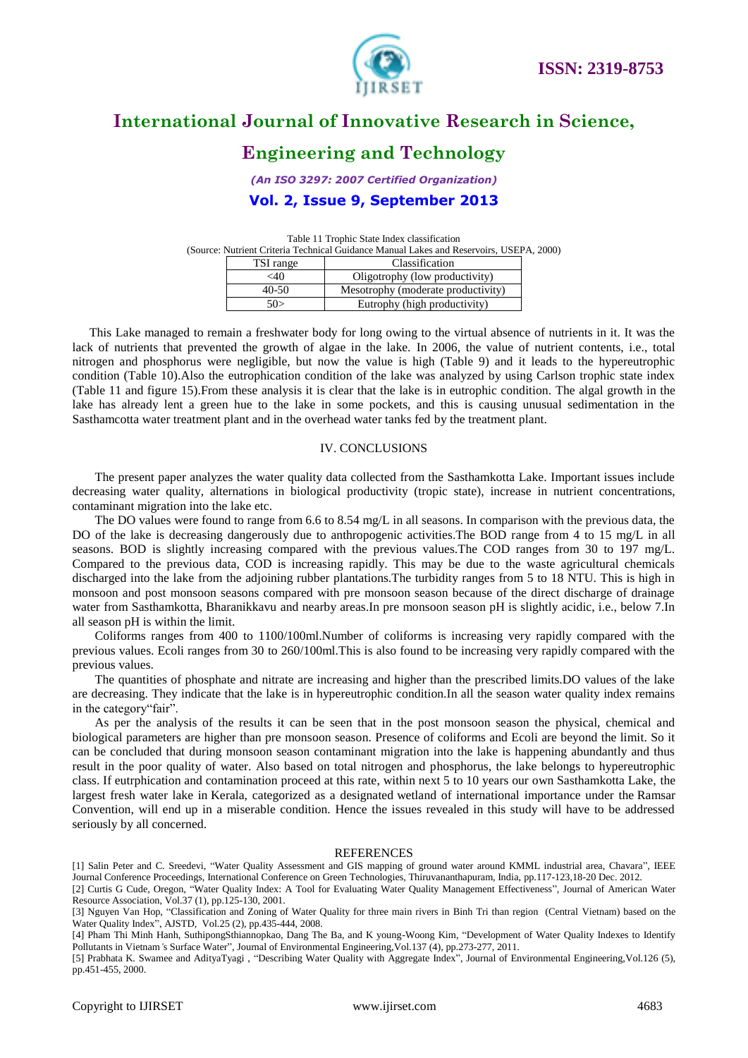Table 11 Trophic State Index classification
(Source: Nutrient Criteria Technical Guidance Manual Lakes and Reservoirs, USEPA, 2000)

| TSI range | Classification |
|---|---|
| <40 | Oligotrophy (low productivity) |
| 40-50 | Mesotrophy (moderate productivity) |
| 50> | Eutrophy (high productivity) |

This Lake managed to remain a freshwater body for long owing to the virtual absence of nutrients in it. It was the lack of nutrients that prevented the growth of algae in the lake. In 2006, the value of nutrient contents, i.e., total nitrogen and phosphorus were negligible, but now the value is high (Table 9) and it leads to the hypereutrophic condition (Table 10).Also the eutrophication condition of the lake was analyzed by using Carlson trophic state index (Table 11 and figure 15).From these analysis it is clear that the lake is in eutrophic condition. The algal growth in the lake has already lent a green hue to the lake in some pockets, and this is causing unusual sedimentation in the Sasthamcotta water treatment plant and in the overhead water tanks fed by the treatment plant.

## IV. CONCLUSIONS

The present paper analyzes the water quality data collected from the Sasthamkotta Lake. Important issues include decreasing water quality, alternations in biological productivity (tropic state), increase in nutrient concentrations, contaminant migration into the lake etc.

The DO values were found to range from 6.6 to 8.54 mg/L in all seasons. In comparison with the previous data, the DO of the lake is decreasing dangerously due to anthropogenic activities.The BOD range from 4 to 15 mg/L in all seasons. BOD is slightly increasing compared with the previous values.The COD ranges from 30 to 197 mg/L. Compared to the previous data, COD is increasing rapidly. This may be due to the waste agricultural chemicals discharged into the lake from the adjoining rubber plantations.The turbidity ranges from 5 to 18 NTU. This is high in monsoon and post monsoon seasons compared with pre monsoon season because of the direct discharge of drainage water from Sasthamkotta, Bharanikkavu and nearby areas.In pre monsoon season pH is slightly acidic, i.e., below 7.In all season pH is within the limit.

Coliforms ranges from 400 to 1100/100ml.Number of coliforms is increasing very rapidly compared with the previous values. Ecoli ranges from 30 to 260/100ml.This is also found to be increasing very rapidly compared with the previous values.

The quantities of phosphate and nitrate are increasing and higher than the prescribed limits.DO values of the lake are decreasing. They indicate that the lake is in hypereutrophic condition.In all the season water quality index remains in the category"fair".

As per the analysis of the results it can be seen that in the post monsoon season the physical, chemical and biological parameters are higher than pre monsoon season. Presence of coliforms and Ecoli are beyond the limit. So it can be concluded that during monsoon season contaminant migration into the lake is happening abundantly and thus result in the poor quality of water. Also based on total nitrogen and phosphorus, the lake belongs to hypereutrophic class. If eutrphication and contamination proceed at this rate, within next 5 to 10 years our own Sasthamkotta Lake, the largest fresh water lake in Kerala, categorized as a designated wetland of international importance under the Ramsar Convention, will end up in a miserable condition. Hence the issues revealed in this study will have to be addressed seriously by all concerned.

## REFERENCES

[1] Salin Peter and C. Sreedevi, "Water Quality Assessment and GIS mapping of ground water around KMML industrial area, Chavara", IEEE Journal Conference Proceedings, International Conference on Green Technologies, Thiruvananthapuram, India, pp.117-123,18-20 Dec. 2012.

[2] Curtis G Cude, Oregon, "Water Quality Index: A Tool for Evaluating Water Quality Management Effectiveness", Journal of American Water Resource Association, Vol.37 (1), pp.125-130, 2001.

[3] Nguyen Van Hop, "Classification and Zoning of Water Quality for three main rivers in Binh Tri than region (Central Vietnam) based on the Water Quality Index", AJSTD, Vol.25 (2), pp.435-444, 2008.

[4] Pham Thi Minh Hanh, SuthipongSthiannopkao, Dang The Ba, and K young-Woong Kim, "Development of Water Quality Indexes to Identify Pollutants in Vietnam's Surface Water", Journal of Environmental Engineering,Vol.137 (4), pp.273-277, 2011.

[5] Prabhata K. Swamee and AdityaTyagi , "Describing Water Quality with Aggregate Index", Journal of Environmental Engineering,Vol.126 (5), pp.451-455, 2000.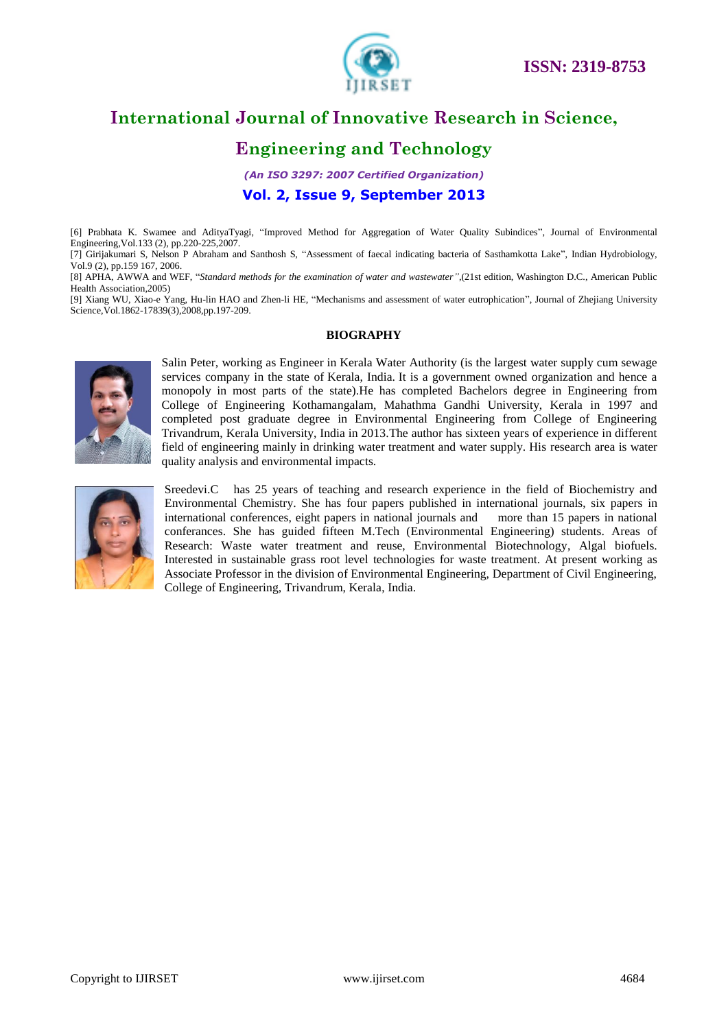[6] Prabhata K. Swamee and AdityaTyagi, "Improved Method for Aggregation of Water Quality Subindices", Journal of Environmental Engineering,Vol.133 (2), pp.220-225,2007.

[7] Girijakumari S, Nelson P Abraham and Santhosh S, "Assessment of faecal indicating bacteria of Sasthamkotta Lake", Indian Hydrobiology, Vol.9 (2), pp.159 167, 2006.

[8] APHA, AWWA and WEF, "*Standard methods for the examination of water and wastewater"*,(21st edition, Washington D.C., American Public Health Association,2005)

[9] Xiang WU, Xiao-e Yang, Hu-lin HAO and Zhen-li HE, "Mechanisms and assessment of water eutrophication", Journal of Zhejiang University Science,Vol.1862-17839(3),2008,pp.197-209.

## BIOGRAPHY

Salin Peter, working as Engineer in Kerala Water Authority (is the largest water supply cum sewage services company in the state of Kerala, India. It is a government owned organization and hence a monopoly in most parts of the state).He has completed Bachelors degree in Engineering from College of Engineering Kothamangalam, Mahathma Gandhi University, Kerala in 1997 and completed post graduate degree in Environmental Engineering from College of Engineering Trivandrum, Kerala University, India in 2013.The author has sixteen years of experience in different field of engineering mainly in drinking water treatment and water supply. His research area is water quality analysis and environmental impacts.

Sreedevi.C has 25 years of teaching and research experience in the field of Biochemistry and Environmental Chemistry. She has four papers published in international journals, six papers in international conferences, eight papers in national journals and more than 15 papers in national conferances. She has guided fifteen M.Tech (Environmental Engineering) students. Areas of Research: Waste water treatment and reuse, Environmental Biotechnology, Algal biofuels. Interested in sustainable grass root level technologies for waste treatment. At present working as Associate Professor in the division of Environmental Engineering, Department of Civil Engineering, College of Engineering, Trivandrum, Kerala, India.